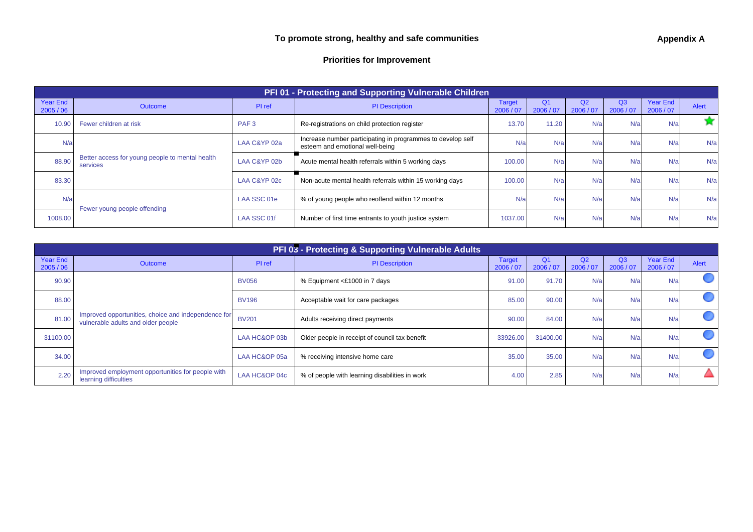**Appendix A**

# To promote strong, healthy and safe communities

## Priorities for Improvement

| PFI 01 - Protecting and Supporting Vulnerable Children | | | | | | | | | |
|---|---|---|---|---|---|---|---|---|---|
| Year End 2005 / 06 | Outcome | PI ref | PI Description | Target 2006 / 07 | Q1 2006 / 07 | Q2 2006 / 07 | Q3 2006 / 07 | Year End 2006 / 07 | Alert |
| 10.90 | Fewer children at risk | PAF 3 | Re-registrations on child protection register | 13.70 | 11.20 | N/a | N/a | N/a | ★ |
| N/a | Better access for young people to mental health services | LAA C&YP 02a | Increase number participating in programmes to develop self esteem and emotional well-being | N/a | N/a | N/a | N/a | N/a | N/a |
| 88.90 | | LAA C&YP 02b | Acute mental health referrals within 5 working days | 100.00 | N/a | N/a | N/a | N/a | N/a |
| 83.30 | | LAA C&YP 02c | Non-acute mental health referrals within 15 working days | 100.00 | N/a | N/a | N/a | N/a | N/a |
| N/a | Fewer young people offending | LAA SSC 01e | % of young people who reoffend within 12 months | N/a | N/a | N/a | N/a | N/a | N/a |
| 1008.00 | | LAA SSC 01f | Number of first time entrants to youth justice system | 1037.00 | N/a | N/a | N/a | N/a | N/a |

| PFI 03 - Protecting & Supporting Vulnerable Adults | | | | | | | | | |
|---|---|---|---|---|---|---|---|---|---|
| Year End 2005 / 06 | Outcome | PI ref | PI Description | Target 2006 / 07 | Q1 2006 / 07 | Q2 2006 / 07 | Q3 2006 / 07 | Year End 2006 / 07 | Alert |
| 90.90 | Improved opportunities, choice and independence for vulnerable adults and older people | BV056 | % Equipment <£1000 in 7 days | 91.00 | 91.70 | N/a | N/a | N/a | ● |
| 88.00 | | BV196 | Acceptable wait for care packages | 85.00 | 90.00 | N/a | N/a | N/a | ● |
| 81.00 | | BV201 | Adults receiving direct payments | 90.00 | 84.00 | N/a | N/a | N/a | ● |
| 31100.00 | | LAA HC&OP 03b | Older people in receipt of council tax benefit | 33926.00 | 31400.00 | N/a | N/a | N/a | ● |
| 34.00 | | LAA HC&OP 05a | % receiving intensive home care | 35.00 | 35.00 | N/a | N/a | N/a | ● |
| 2.20 | Improved employment opportunities for people with learning difficulties | LAA HC&OP 04c | % of people with learning disabilities in work | 4.00 | 2.85 | N/a | N/a | N/a | ▲ |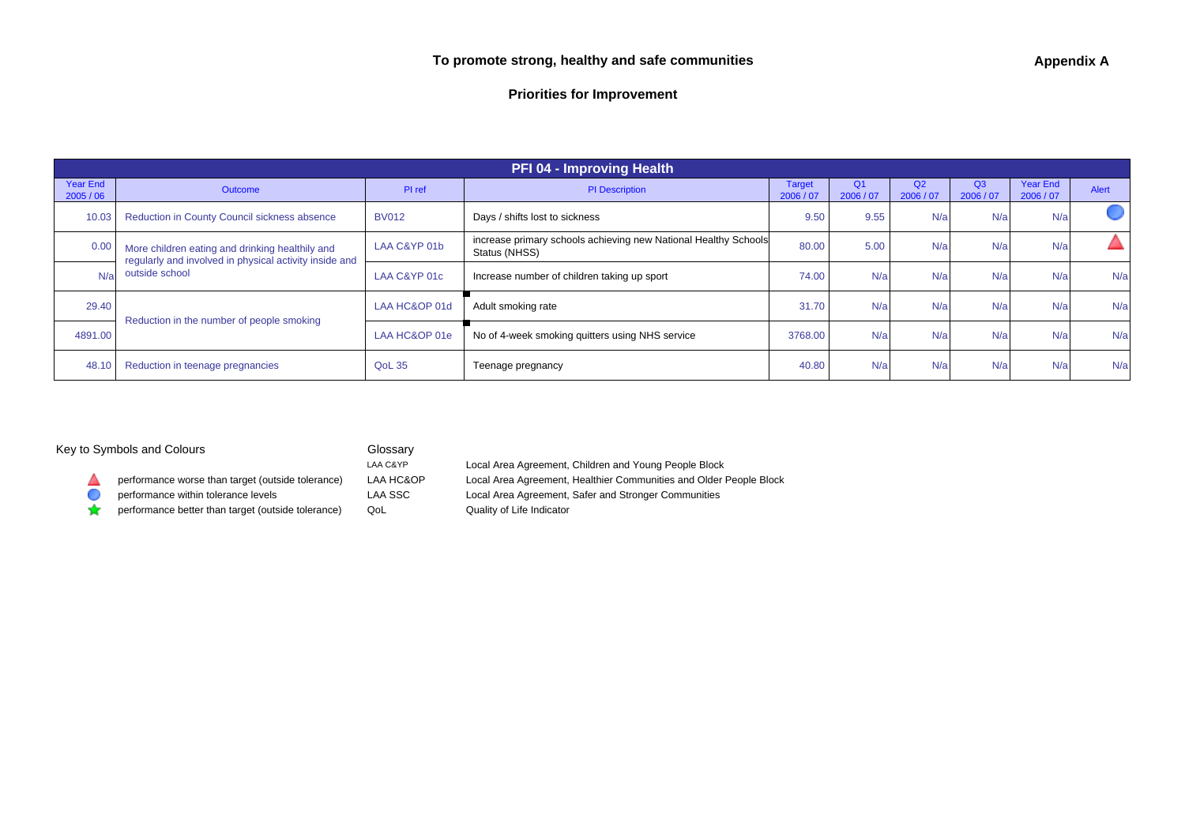**Appendix A**

# To promote strong, healthy and safe communities

## Priorities for Improvement

| PFI 04 - Improving Health | | | | | | | | | |
|---|---|---|---|---|---|---|---|---|---|
| Year End 2005 / 06 | Outcome | PI ref | PI Description | Target 2006 / 07 | Q1 2006 / 07 | Q2 2006 / 07 | Q3 2006 / 07 | Year End 2006 / 07 | Alert |
| 10.03 | Reduction in County Council sickness absence | BV012 | Days / shifts lost to sickness | 9.50 | 9.55 | N/a | N/a | N/a | (blue circle) |
| 0.00 | More children eating and drinking healthily and regularly and involved in physical activity inside and outside school | LAA C&YP 01b | increase primary schools achieving new National Healthy Schools Status (NHSS) | 80.00 | 5.00 | N/a | N/a | N/a | (red triangle) |
| N/a | | LAA C&YP 01c | Increase number of children taking up sport | 74.00 | N/a | N/a | N/a | N/a | N/a |
| 29.40 | Reduction in the number of people smoking | LAA HC&OP 01d | Adult smoking rate | 31.70 | N/a | N/a | N/a | N/a | N/a |
| 4891.00 | | LAA HC&OP 01e | No of 4-week smoking quitters using NHS service | 3768.00 | N/a | N/a | N/a | N/a | N/a |
| 48.10 | Reduction in teenage pregnancies | QoL 35 | Teenage pregnancy | 40.80 | N/a | N/a | N/a | N/a | N/a |

Key to Symbols and Colours

- (red triangle) performance worse than target (outside tolerance)
- (blue circle) performance within tolerance levels
- (green star) performance better than target (outside tolerance)

Glossary

| | |
|---|---|
| LAA C&YP | Local Area Agreement, Children and Young People Block |
| LAA HC&OP | Local Area Agreement, Healthier Communities and Older People Block |
| LAA SSC | Local Area Agreement, Safer and Stronger Communities |
| QoL | Quality of Life Indicator |